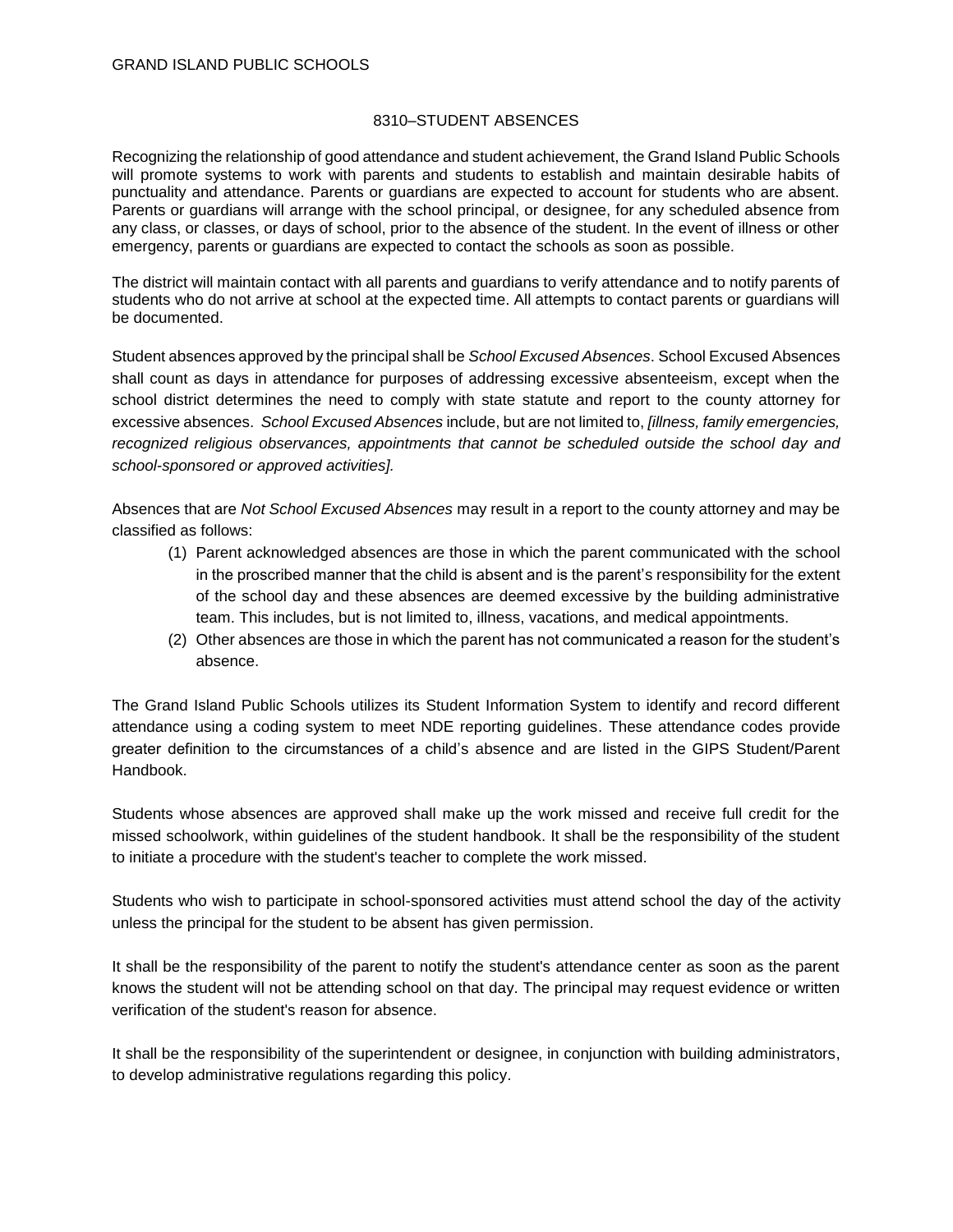GRAND ISLAND PUBLIC SCHOOLS

# 8310–STUDENT ABSENCES

Recognizing the relationship of good attendance and student achievement, the Grand Island Public Schools will promote systems to work with parents and students to establish and maintain desirable habits of punctuality and attendance. Parents or guardians are expected to account for students who are absent. Parents or guardians will arrange with the school principal, or designee, for any scheduled absence from any class, or classes, or days of school, prior to the absence of the student. In the event of illness or other emergency, parents or guardians are expected to contact the schools as soon as possible.

The district will maintain contact with all parents and guardians to verify attendance and to notify parents of students who do not arrive at school at the expected time. All attempts to contact parents or guardians will be documented.

Student absences approved by the principal shall be *School Excused Absences*. School Excused Absences shall count as days in attendance for purposes of addressing excessive absenteeism, except when the school district determines the need to comply with state statute and report to the county attorney for excessive absences. *School Excused Absences* include, but are not limited to, *[illness, family emergencies, recognized religious observances, appointments that cannot be scheduled outside the school day and school-sponsored or approved activities].*

Absences that are *Not School Excused Absences* may result in a report to the county attorney and may be classified as follows:

(1) Parent acknowledged absences are those in which the parent communicated with the school in the proscribed manner that the child is absent and is the parent's responsibility for the extent of the school day and these absences are deemed excessive by the building administrative team. This includes, but is not limited to, illness, vacations, and medical appointments.

(2) Other absences are those in which the parent has not communicated a reason for the student's absence.

The Grand Island Public Schools utilizes its Student Information System to identify and record different attendance using a coding system to meet NDE reporting guidelines. These attendance codes provide greater definition to the circumstances of a child's absence and are listed in the GIPS Student/Parent Handbook.

Students whose absences are approved shall make up the work missed and receive full credit for the missed schoolwork, within guidelines of the student handbook. It shall be the responsibility of the student to initiate a procedure with the student's teacher to complete the work missed.

Students who wish to participate in school-sponsored activities must attend school the day of the activity unless the principal for the student to be absent has given permission.

It shall be the responsibility of the parent to notify the student's attendance center as soon as the parent knows the student will not be attending school on that day. The principal may request evidence or written verification of the student's reason for absence.

It shall be the responsibility of the superintendent or designee, in conjunction with building administrators, to develop administrative regulations regarding this policy.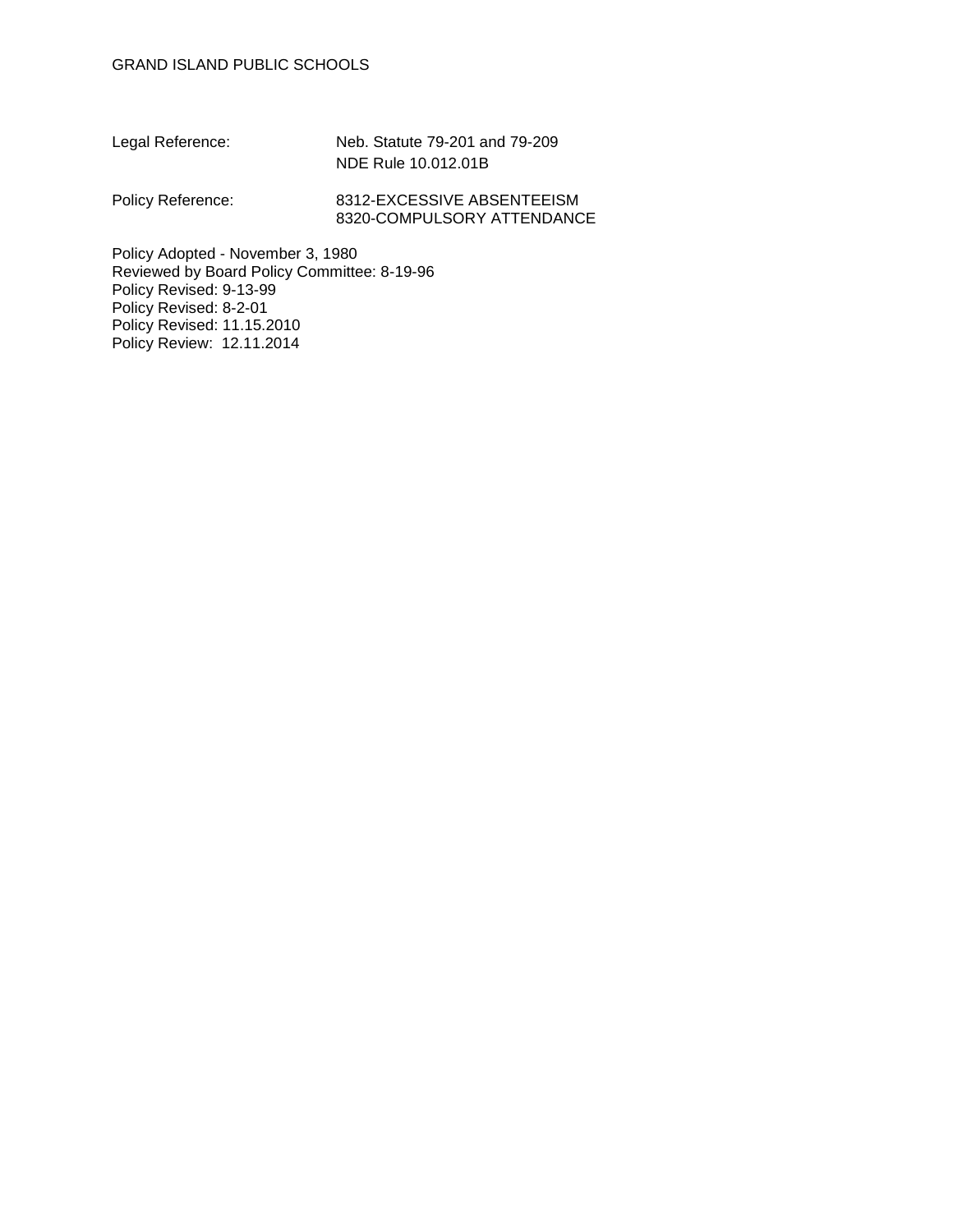Legal Reference: Neb. Statute 79-201 and 79-209
NDE Rule 10.012.01B

Policy Reference: 8312-EXCESSIVE ABSENTEEISM
8320-COMPULSORY ATTENDANCE

Policy Adopted - November 3, 1980
Reviewed by Board Policy Committee: 8-19-96
Policy Revised: 9-13-99
Policy Revised: 8-2-01
Policy Revised: 11.15.2010
Policy Review: 12.11.2014